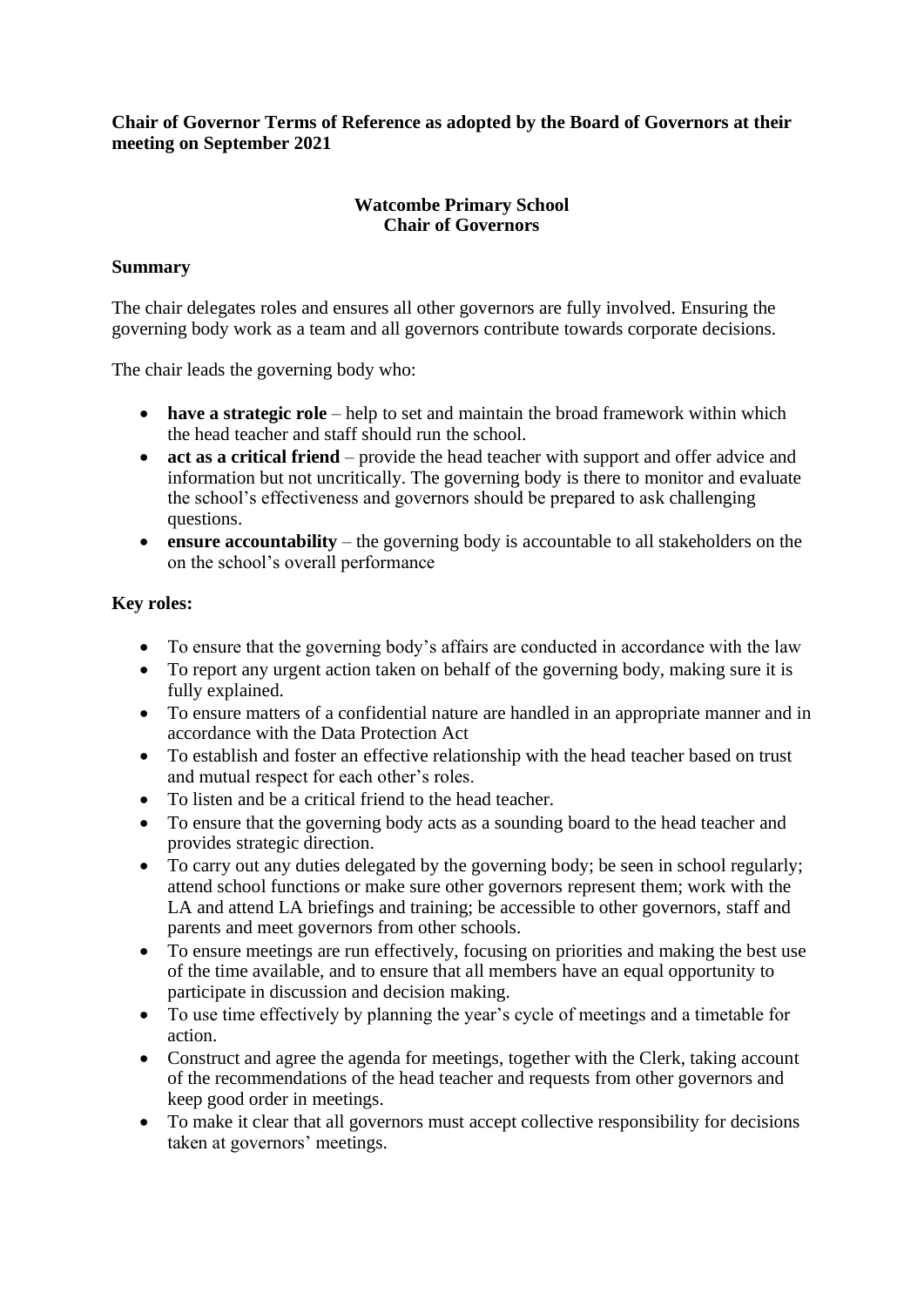**Chair of Governor Terms of Reference as adopted by the Board of Governors at their meeting on September 2021**

**Watcombe Primary School**
**Chair of Governors**

**Summary**

The chair delegates roles and ensures all other governors are fully involved. Ensuring the governing body work as a team and all governors contribute towards corporate decisions.

The chair leads the governing body who:

- **have a strategic role** – help to set and maintain the broad framework within which the head teacher and staff should run the school.
- **act as a critical friend** – provide the head teacher with support and offer advice and information but not uncritically. The governing body is there to monitor and evaluate the school's effectiveness and governors should be prepared to ask challenging questions.
- **ensure accountability** – the governing body is accountable to all stakeholders on the on the school's overall performance

**Key roles:**

- To ensure that the governing body's affairs are conducted in accordance with the law
- To report any urgent action taken on behalf of the governing body, making sure it is fully explained.
- To ensure matters of a confidential nature are handled in an appropriate manner and in accordance with the Data Protection Act
- To establish and foster an effective relationship with the head teacher based on trust and mutual respect for each other's roles.
- To listen and be a critical friend to the head teacher.
- To ensure that the governing body acts as a sounding board to the head teacher and provides strategic direction.
- To carry out any duties delegated by the governing body; be seen in school regularly; attend school functions or make sure other governors represent them; work with the LA and attend LA briefings and training; be accessible to other governors, staff and parents and meet governors from other schools.
- To ensure meetings are run effectively, focusing on priorities and making the best use of the time available, and to ensure that all members have an equal opportunity to participate in discussion and decision making.
- To use time effectively by planning the year's cycle of meetings and a timetable for action.
- Construct and agree the agenda for meetings, together with the Clerk, taking account of the recommendations of the head teacher and requests from other governors and keep good order in meetings.
- To make it clear that all governors must accept collective responsibility for decisions taken at governors' meetings.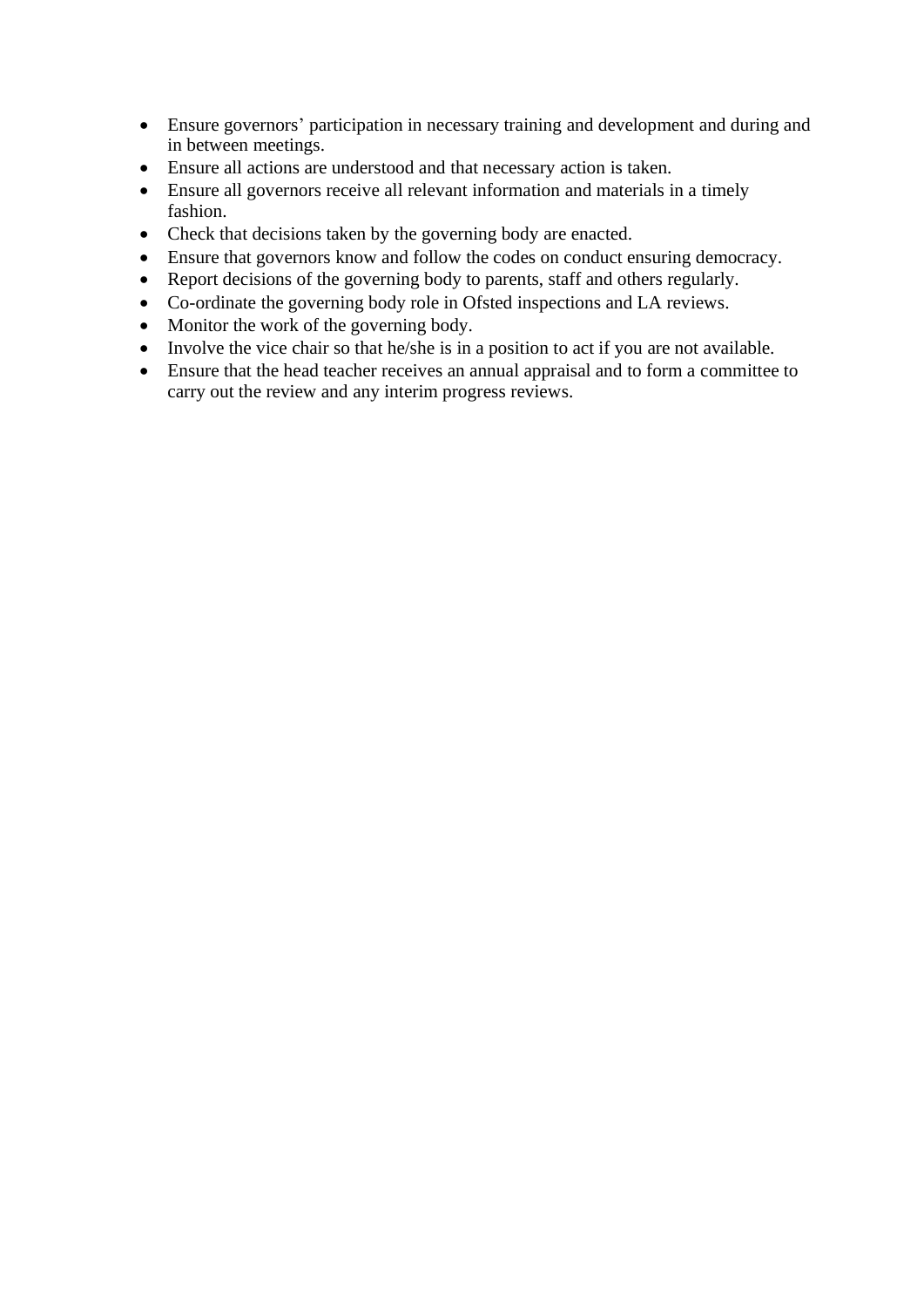- Ensure governors' participation in necessary training and development and during and in between meetings.
- Ensure all actions are understood and that necessary action is taken.
- Ensure all governors receive all relevant information and materials in a timely fashion.
- Check that decisions taken by the governing body are enacted.
- Ensure that governors know and follow the codes on conduct ensuring democracy.
- Report decisions of the governing body to parents, staff and others regularly.
- Co-ordinate the governing body role in Ofsted inspections and LA reviews.
- Monitor the work of the governing body.
- Involve the vice chair so that he/she is in a position to act if you are not available.
- Ensure that the head teacher receives an annual appraisal and to form a committee to carry out the review and any interim progress reviews.